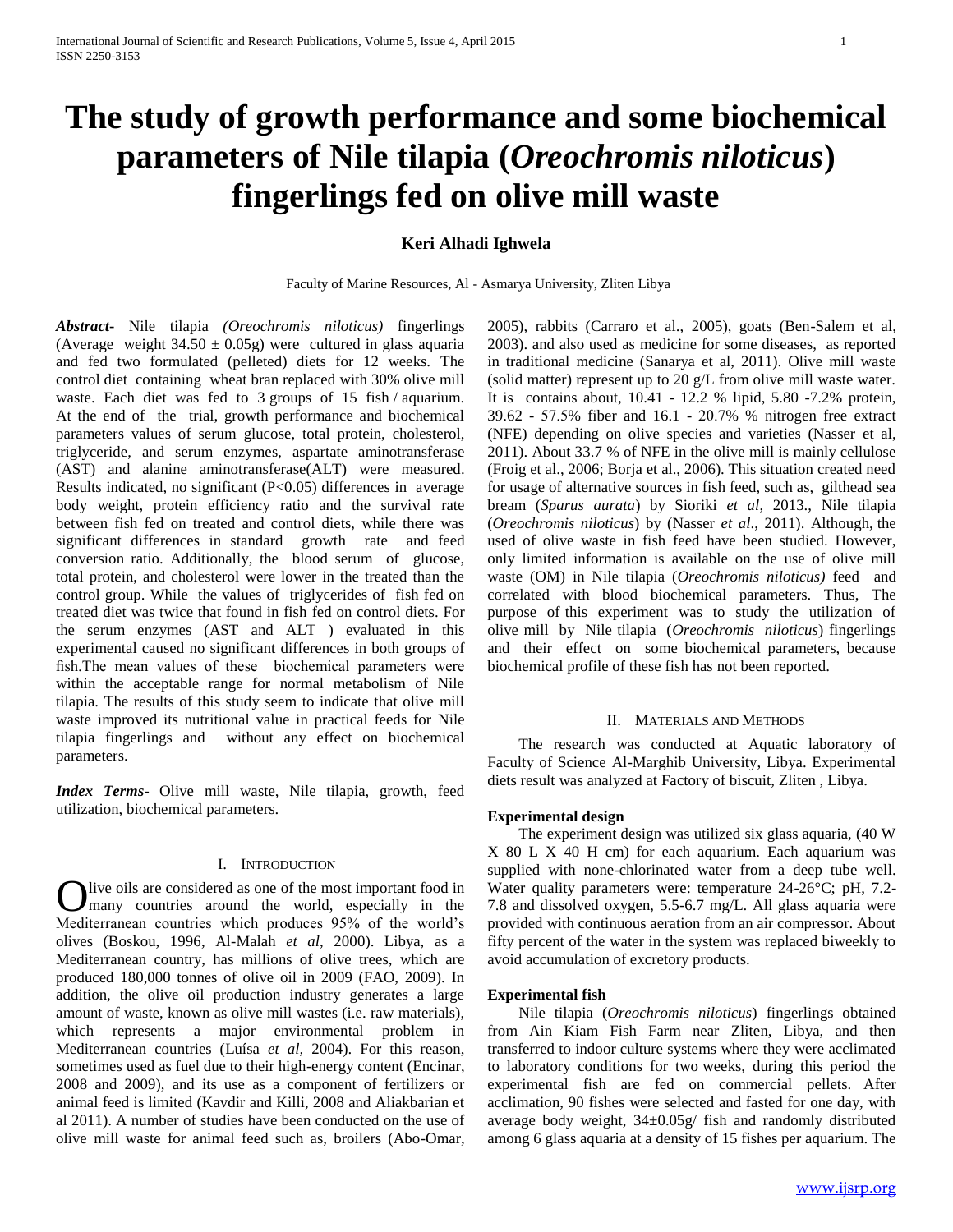# The study of growth performance and some biochemical parameters of Nile tilapia (*Oreochromis niloticus*) fingerlings fed on olive mill waste

**Keri Alhadi Ighwela**

Faculty of Marine Resources, Al - Asmarya University, Zliten Libya

***Abstract*-** Nile tilapia *(Oreochromis niloticus)* fingerlings (Average weight $34.50 \pm 0.05$g) were cultured in glass aquaria and fed two formulated (pelleted) diets for 12 weeks. The control diet containing wheat bran replaced with 30% olive mill waste. Each diet was fed to 3 groups of 15 fish / aquarium. At the end of the trial, growth performance and biochemical parameters values of serum glucose, total protein, cholesterol, triglyceride, and serum enzymes, aspartate aminotransferase (AST) and alanine aminotransferase(ALT) were measured. Results indicated, no significant ($P<0.05$) differences in average body weight, protein efficiency ratio and the survival rate between fish fed on treated and control diets, while there was significant differences in standard growth rate and feed conversion ratio. Additionally, the blood serum of glucose, total protein, and cholesterol were lower in the treated than the control group. While the values of triglycerides of fish fed on treated diet was twice that found in fish fed on control diets. For the serum enzymes (AST and ALT ) evaluated in this experimental caused no significant differences in both groups of fish.The mean values of these biochemical parameters were within the acceptable range for normal metabolism of Nile tilapia. The results of this study seem to indicate that olive mill waste improved its nutritional value in practical feeds for Nile tilapia fingerlings and without any effect on biochemical parameters.

***Index Terms*-** Olive mill waste, Nile tilapia, growth, feed utilization, biochemical parameters.

## I. Introduction

Olive oils are considered as one of the most important food in many countries around the world, especially in the Mediterranean countries which produces 95% of the world's olives (Boskou, 1996, Al-Malah *et al*, 2000). Libya, as a Mediterranean country, has millions of olive trees, which are produced 180,000 tonnes of olive oil in 2009 (FAO, 2009). In addition, the olive oil production industry generates a large amount of waste, known as olive mill wastes (i.e. raw materials), which represents a major environmental problem in Mediterranean countries (Luísa *et al,* 2004). For this reason, sometimes used as fuel due to their high-energy content (Encinar, 2008 and 2009), and its use as a component of fertilizers or animal feed is limited (Kavdir and Killi, 2008 and Aliakbarian et al 2011). A number of studies have been conducted on the use of olive mill waste for animal feed such as, broilers (Abo-Omar, 2005), rabbits (Carraro et al., 2005), goats (Ben-Salem et al, 2003). and also used as medicine for some diseases, as reported in traditional medicine (Sanarya et al, 2011). Olive mill waste (solid matter) represent up to 20 g/L from olive mill waste water. It is contains about, 10.41 - 12.2 % lipid, 5.80 -7.2% protein, 39.62 - 57.5% fiber and 16.1 - 20.7% % nitrogen free extract (NFE) depending on olive species and varieties (Nasser et al, 2011). About 33.7 % of NFE in the olive mill is mainly cellulose (Froig et al., 2006; Borja et al., 2006). This situation created need for usage of alternative sources in fish feed, such as, gilthead sea bream (*Sparus aurata*) by Sioriki *et al*, 2013., Nile tilapia (*Oreochromis niloticus*) by (Nasser *et al*., 2011). Although, the used of olive waste in fish feed have been studied. However, only limited information is available on the use of olive mill waste (OM) in Nile tilapia (*Oreochromis niloticus)* feed and correlated with blood biochemical parameters. Thus, The purpose of this experiment was to study the utilization of olive mill by Nile tilapia (*Oreochromis niloticus*) fingerlings and their effect on some biochemical parameters, because biochemical profile of these fish has not been reported.

## II. Materials and Methods

The research was conducted at Aquatic laboratory of Faculty of Science Al-Marghib University, Libya. Experimental diets result was analyzed at Factory of biscuit, Zliten , Libya.

### Experimental design

The experiment design was utilized six glass aquaria, (40 W X 80 L X 40 H cm) for each aquarium. Each aquarium was supplied with none-chlorinated water from a deep tube well. Water quality parameters were: temperature 24-26°C; pH, 7.2-7.8 and dissolved oxygen, 5.5-6.7 mg/L. All glass aquaria were provided with continuous aeration from an air compressor. About fifty percent of the water in the system was replaced biweekly to avoid accumulation of excretory products.

### Experimental fish

Nile tilapia (*Oreochromis niloticus*) fingerlings obtained from Ain Kiam Fish Farm near Zliten, Libya, and then transferred to indoor culture systems where they were acclimated to laboratory conditions for two weeks, during this period the experimental fish are fed on commercial pellets. After acclimation, 90 fishes were selected and fasted for one day, with average body weight, 34±0.05g/ fish and randomly distributed among 6 glass aquaria at a density of 15 fishes per aquarium. The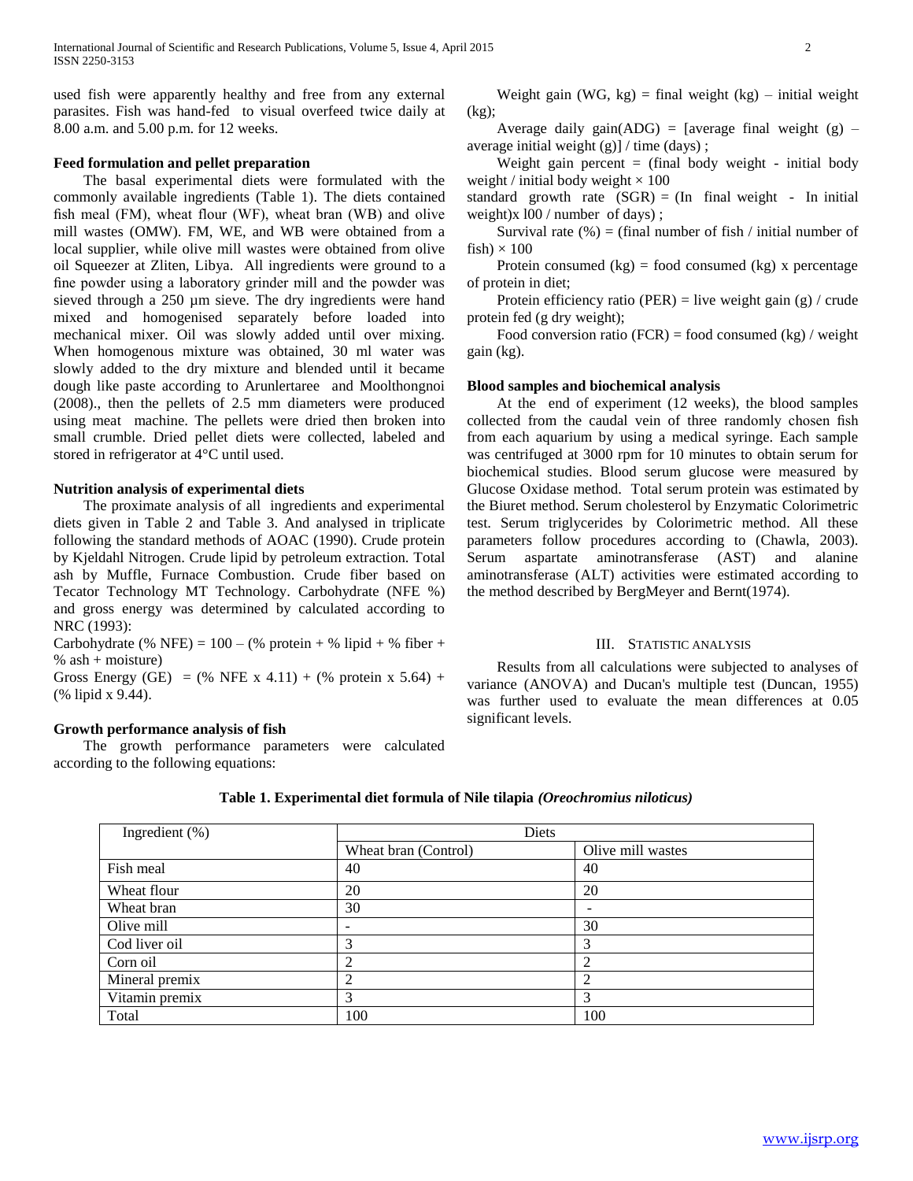used fish were apparently healthy and free from any external parasites. Fish was hand-fed to visual overfeed twice daily at 8.00 a.m. and 5.00 p.m. for 12 weeks.

### Feed formulation and pellet preparation

The basal experimental diets were formulated with the commonly available ingredients (Table 1). The diets contained fish meal (FM), wheat flour (WF), wheat bran (WB) and olive mill wastes (OMW). FM, WE, and WB were obtained from a local supplier, while olive mill wastes were obtained from olive oil Squeezer at Zliten, Libya. All ingredients were ground to a fine powder using a laboratory grinder mill and the powder was sieved through a 250 µm sieve. The dry ingredients were hand mixed and homogenised separately before loaded into mechanical mixer. Oil was slowly added until over mixing. When homogenous mixture was obtained, 30 ml water was slowly added to the dry mixture and blended until it became dough like paste according to Arunlertaree and Moolthongnoi (2008)., then the pellets of 2.5 mm diameters were produced using meat machine. The pellets were dried then broken into small crumble. Dried pellet diets were collected, labeled and stored in refrigerator at 4°C until used.

### Nutrition analysis of experimental diets

The proximate analysis of all ingredients and experimental diets given in Table 2 and Table 3. And analysed in triplicate following the standard methods of AOAC (1990). Crude protein by Kjeldahl Nitrogen. Crude lipid by petroleum extraction. Total ash by Muffle, Furnace Combustion. Crude fiber based on Tecator Technology MT Technology. Carbohydrate (NFE %) and gross energy was determined by calculated according to NRC (1993):

Carbohydrate (% NFE) = 100 – (% protein + % lipid + % fiber + % ash + moisture)

Gross Energy (GE) = (% NFE x 4.11) + (% protein x 5.64) + (% lipid x 9.44).

### Growth performance analysis of fish

The growth performance parameters were calculated according to the following equations:

Weight gain (WG, kg) = final weight (kg) – initial weight (kg);

Average daily gain(ADG) = [average final weight (g) – average initial weight (g)] / time (days) ;

Weight gain percent = (final body weight - initial body weight / initial body weight × 100

standard growth rate (SGR) = (ln final weight - ln initial weight)x l00 / number of days) ;

Survival rate (%) = (final number of fish / initial number of fish) × 100

Protein consumed (kg) = food consumed (kg) x percentage of protein in diet;

Protein efficiency ratio (PER) = live weight gain (g) / crude protein fed (g dry weight);

Food conversion ratio (FCR) = food consumed (kg) / weight gain (kg).

### Blood samples and biochemical analysis

At the end of experiment (12 weeks), the blood samples collected from the caudal vein of three randomly chosen fish from each aquarium by using a medical syringe. Each sample was centrifuged at 3000 rpm for 10 minutes to obtain serum for biochemical studies. Blood serum glucose were measured by Glucose Oxidase method. Total serum protein was estimated by the Biuret method. Serum cholesterol by Enzymatic Colorimetric test. Serum triglycerides by Colorimetric method. All these parameters follow procedures according to (Chawla, 2003). Serum aspartate aminotransferase (AST) and alanine aminotransferase (ALT) activities were estimated according to the method described by BergMeyer and Bernt(1974).

## III. Statistic Analysis

Results from all calculations were subjected to analyses of variance (ANOVA) and Ducan's multiple test (Duncan, 1955) was further used to evaluate the mean differences at 0.05 significant levels.

**Table 1. Experimental diet formula of Nile tilapia *(Oreochromius niloticus)***

| Ingredient (%) | Diets | |
|---|---|---|
| | Wheat bran (Control) | Olive mill wastes |
| Fish meal | 40 | 40 |
| Wheat flour | 20 | 20 |
| Wheat bran | 30 | - |
| Olive mill | - | 30 |
| Cod liver oil | 3 | 3 |
| Corn oil | 2 | 2 |
| Mineral premix | 2 | 2 |
| Vitamin premix | 3 | 3 |
| Total | 100 | 100 |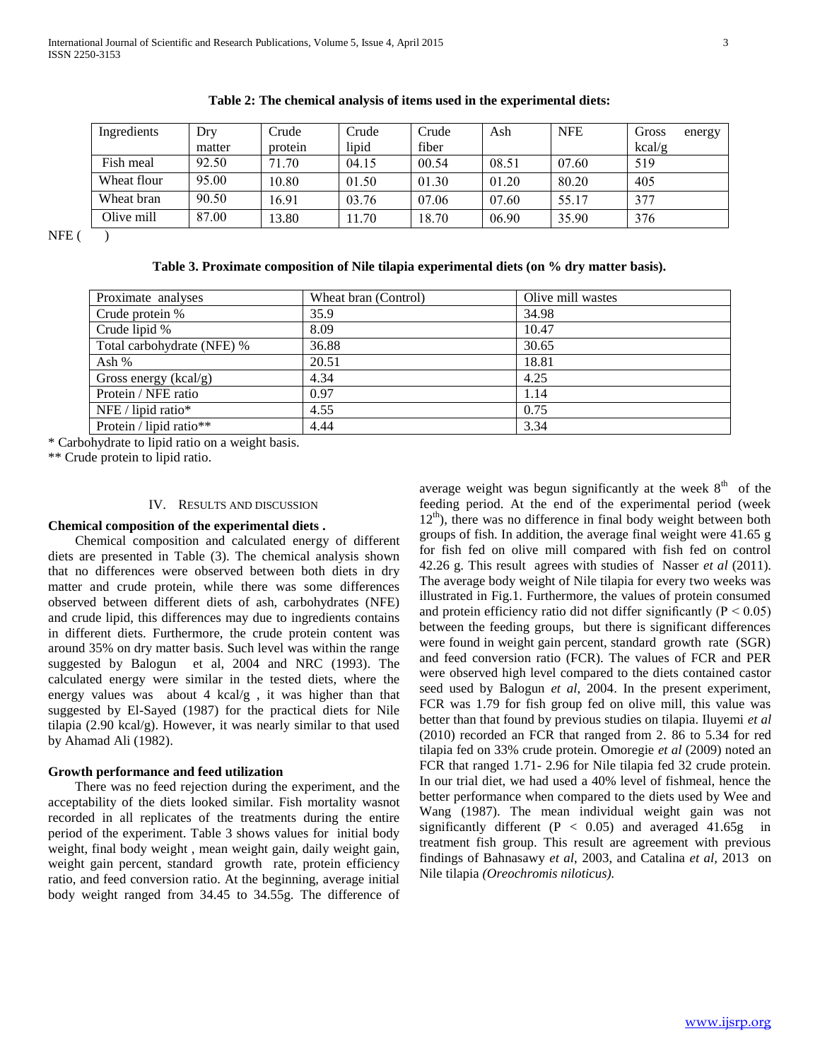**Table 2: The chemical analysis of items used in the experimental diets:**

| Ingredients | Dry matter | Crude protein | Crude lipid | Crude fiber | Ash | NFE | Gross energy kcal/g |
|---|---|---|---|---|---|---|---|
| Fish meal | 92.50 | 71.70 | 04.15 | 00.54 | 08.51 | 07.60 | 519 |
| Wheat flour | 95.00 | 10.80 | 01.50 | 01.30 | 01.20 | 80.20 | 405 |
| Wheat bran | 90.50 | 16.91 | 03.76 | 07.06 | 07.60 | 55.17 | 377 |
| Olive mill | 87.00 | 13.80 | 11.70 | 18.70 | 06.90 | 35.90 | 376 |

NFE ( )

**Table 3. Proximate composition of Nile tilapia experimental diets (on % dry matter basis).**

| Proximate analyses | Wheat bran (Control) | Olive mill wastes |
|---|---|---|
| Crude protein % | 35.9 | 34.98 |
| Crude lipid % | 8.09 | 10.47 |
| Total carbohydrate (NFE) % | 36.88 | 30.65 |
| Ash % | 20.51 | 18.81 |
| Gross energy (kcal/g) | 4.34 | 4.25 |
| Protein / NFE ratio | 0.97 | 1.14 |
| NFE / lipid ratio* | 4.55 | 0.75 |
| Protein / lipid ratio** | 4.44 | 3.34 |

* Carbohydrate to lipid ratio on a weight basis.

** Crude protein to lipid ratio.

## IV. Results and Discussion

**Chemical composition of the experimental diets .**

Chemical composition and calculated energy of different diets are presented in Table (3). The chemical analysis shown that no differences were observed between both diets in dry matter and crude protein, while there was some differences observed between different diets of ash, carbohydrates (NFE) and crude lipid, this differences may due to ingredients contains in different diets. Furthermore, the crude protein content was around 35% on dry matter basis. Such level was within the range suggested by Balogun et al, 2004 and NRC (1993). The calculated energy were similar in the tested diets, where the energy values was about 4 kcal/g , it was higher than that suggested by El-Sayed (1987) for the practical diets for Nile tilapia (2.90 kcal/g). However, it was nearly similar to that used by Ahamad Ali (1982).

**Growth performance and feed utilization**

There was no feed rejection during the experiment, and the acceptability of the diets looked similar. Fish mortality wasnot recorded in all replicates of the treatments during the entire period of the experiment. Table 3 shows values for initial body weight, final body weight , mean weight gain, daily weight gain, weight gain percent, standard growth rate, protein efficiency ratio, and feed conversion ratio. At the beginning, average initial body weight ranged from 34.45 to 34.55g. The difference of average weight was begun significantly at the week 8th of the feeding period. At the end of the experimental period (week 12th), there was no difference in final body weight between both groups of fish. In addition, the average final weight were 41.65 g for fish fed on olive mill compared with fish fed on control 42.26 g. This result agrees with studies of Nasser *et al* (2011). The average body weight of Nile tilapia for every two weeks was illustrated in Fig.1. Furthermore, the values of protein consumed and protein efficiency ratio did not differ significantly ($P < 0.05$) between the feeding groups, but there is significant differences were found in weight gain percent, standard growth rate (SGR) and feed conversion ratio (FCR). The values of FCR and PER were observed high level compared to the diets contained castor seed used by Balogun *et al*, 2004. In the present experiment, FCR was 1.79 for fish group fed on olive mill, this value was better than that found by previous studies on tilapia. Iluyemi *et al* (2010) recorded an FCR that ranged from 2. 86 to 5.34 for red tilapia fed on 33% crude protein. Omoregie *et al* (2009) noted an FCR that ranged 1.71- 2.96 for Nile tilapia fed 32 crude protein. In our trial diet, we had used a 40% level of fishmeal, hence the better performance when compared to the diets used by Wee and Wang (1987). The mean individual weight gain was not significantly different ($P < 0.05$) and averaged 41.65g in treatment fish group. This result are agreement with previous findings of Bahnasawy *et al*, 2003, and Catalina *et al*, 2013 on Nile tilapia *(Oreochromis niloticus).*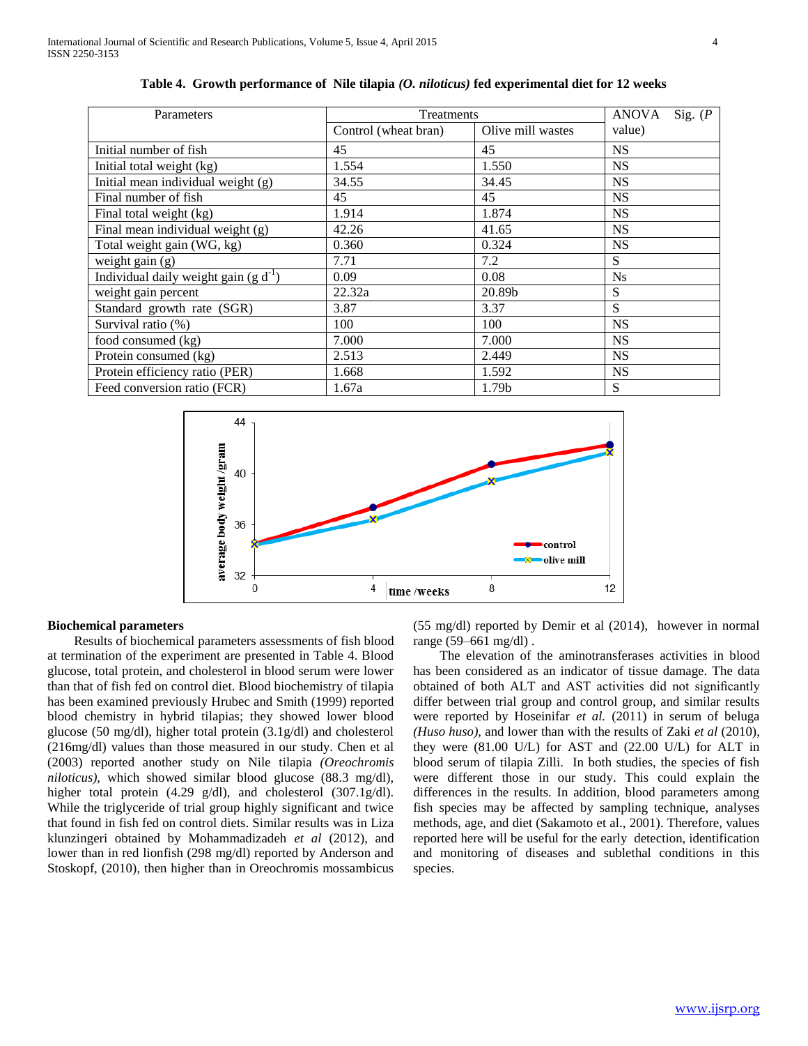**Table 4. Growth performance of Nile tilapia *(O. niloticus)* fed experimental diet for 12 weeks**

| Parameters | Treatments | | ANOVA Sig. (*P* value) |
|---|---|---|---|
| | Control (wheat bran) | Olive mill wastes | |
| Initial number of fish | 45 | 45 | NS |
| Initial total weight (kg) | 1.554 | 1.550 | NS |
| Initial mean individual weight (g) | 34.55 | 34.45 | NS |
| Final number of fish | 45 | 45 | NS |
| Final total weight (kg) | 1.914 | 1.874 | NS |
| Final mean individual weight (g) | 42.26 | 41.65 | NS |
| Total weight gain (WG, kg) | 0.360 | 0.324 | NS |
| weight gain (g) | 7.71 | 7.2 | S |
| Individual daily weight gain (g $d^{-1}$) | 0.09 | 0.08 | Ns |
| weight gain percent | 22.32a | 20.89b | S |
| Standard growth rate (SGR) | 3.87 | 3.37 | S |
| Survival ratio (%) | 100 | 100 | NS |
| food consumed (kg) | 7.000 | 7.000 | NS |
| Protein consumed (kg) | 2.513 | 2.449 | NS |
| Protein efficiency ratio (PER) | 1.668 | 1.592 | NS |
| Feed conversion ratio (FCR) | 1.67a | 1.79b | S |

## Biochemical parameters

Results of biochemical parameters assessments of fish blood at termination of the experiment are presented in Table 4. Blood glucose, total protein, and cholesterol in blood serum were lower than that of fish fed on control diet. Blood biochemistry of tilapia has been examined previously Hrubec and Smith (1999) reported blood chemistry in hybrid tilapias; they showed lower blood glucose (50 mg/dl), higher total protein (3.1g/dl) and cholesterol (216mg/dl) values than those measured in our study. Chen et al (2003) reported another study on Nile tilapia *(Oreochromis niloticus)*, which showed similar blood glucose (88.3 mg/dl), higher total protein (4.29 g/dl), and cholesterol (307.1g/dl). While the triglyceride of trial group highly significant and twice that found in fish fed on control diets. Similar results was in Liza klunzingeri obtained by Mohammadizadeh *et al* (2012), and lower than in red lionfish (298 mg/dl) reported by Anderson and Stoskopf, (2010), then higher than in Oreochromis mossambicus (55 mg/dl) reported by Demir et al (2014), however in normal range (59–661 mg/dl) .

The elevation of the aminotransferases activities in blood has been considered as an indicator of tissue damage. The data obtained of both ALT and AST activities did not significantly differ between trial group and control group, and similar results were reported by Hoseinifar *et al.* (2011) in serum of beluga *(Huso huso)*, and lower than with the results of Zaki *et al* (2010), they were (81.00 U/L) for AST and (22.00 U/L) for ALT in blood serum of tilapia Zilli. In both studies, the species of fish were different those in our study. This could explain the differences in the results. In addition, blood parameters among fish species may be affected by sampling technique, analyses methods, age, and diet (Sakamoto et al., 2001). Therefore, values reported here will be useful for the early detection, identification and monitoring of diseases and sublethal conditions in this species.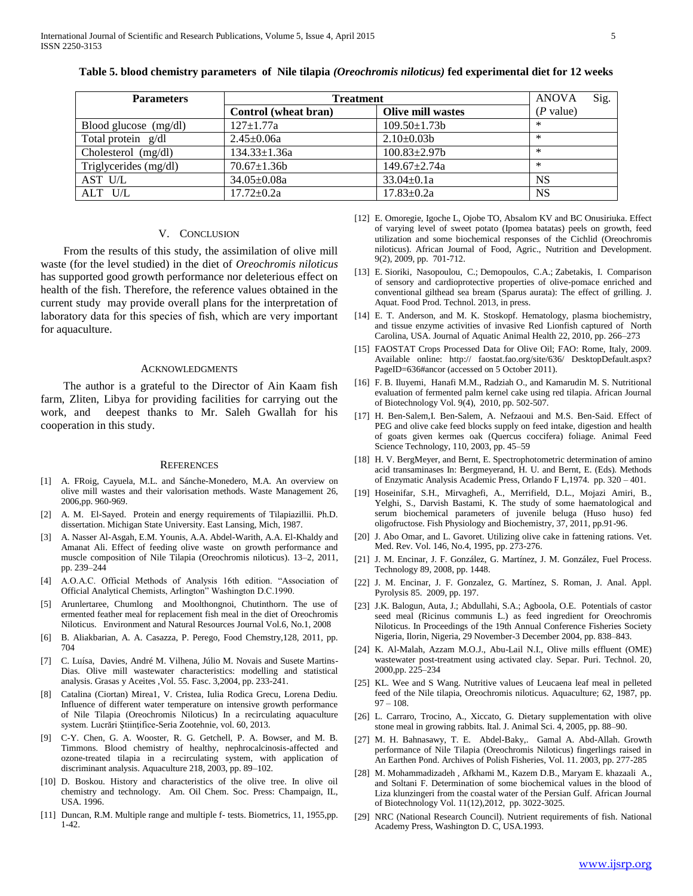**Table 5. blood chemistry parameters of Nile tilapia *(Oreochromis niloticus)* fed experimental diet for 12 weeks**

| Parameters | Treatment | | ANOVA Sig. |
|---|---|---|---|
| | Control (wheat bran) | Olive mill wastes | (*P* value) |
| Blood glucose (mg/dl) | 127±1.77a | 109.50±1.73b | * |
| Total protein g/dl | 2.45±0.06a | 2.10±0.03b | * |
| Cholesterol (mg/dl) | 134.33±1.36a | 100.83±2.97b | * |
| Triglycerides (mg/dl) | 70.67±1.36b | 149.67±2.74a | * |
| AST U/L | 34.05±0.08a | 33.04±0.1a | NS |
| ALT U/L | 17.72±0.2a | 17.83±0.2a | NS |

## V. Conclusion

From the results of this study, the assimilation of olive mill waste (for the level studied) in the diet of *Oreochromis niloticus* has supported good growth performance nor deleterious effect on health of the fish. Therefore, the reference values obtained in the current study may provide overall plans for the interpretation of laboratory data for this species of fish, which are very important for aquaculture.

## Acknowledgments

The author is a grateful to the Director of Ain Kaam fish farm, Zliten, Libya for providing facilities for carrying out the work, and deepest thanks to Mr. Saleh Gwallah for his cooperation in this study.

## References

[1] A. FRoig, Cayuela, M.L. and Sánche-Monedero, M.A. An overview on olive mill wastes and their valorisation methods. Waste Management 26, 2006,pp. 960-969.

[2] A. M. El-Sayed. Protein and energy requirements of Tilapiazillii. Ph.D. dissertation. Michigan State University. East Lansing, Mich, 1987.

[3] A. Nasser Al-Asgah, E.M. Younis, A.A. Abdel-Warith, A.A. El-Khaldy and Amanat Ali. Effect of feeding olive waste on growth performance and muscle composition of Nile Tilapia (Oreochromis niloticus). 13–2, 2011, pp. 239–244

[4] A.O.A.C. Official Methods of Analysis 16th edition. "Association of Official Analytical Chemists, Arlington" Washington D.C.1990.

[5] Arunlertaree, Chumlong and Moolthongnoi, Chutinthorn. The use of ermented feather meal for replacement fish meal in the diet of Oreochromis Niloticus. Environment and Natural Resources Journal Vol.6, No.1, 2008

[6] B. Aliakbarian, A. A. Casazza, P. Perego, Food Chemstry,128, 2011, pp. 704

[7] C. Luísa, Davies, André M. Vilhena, Júlio M. Novais and Susete Martins-Dias. Olive mill wastewater characteristics: modelling and statistical analysis. Grasas y Aceites ,Vol. 55. Fasc. 3,2004, pp. 233-241.

[8] Catalina (Ciortan) Mirea1, V. Cristea, Iulia Rodica Grecu, Lorena Dediu. Influence of different water temperature on intensive growth performance of Nile Tilapia (Oreochromis Niloticus) In a recirculating aquaculture system. Lucrări Ştiinţifice-Seria Zootehnie, vol. 60, 2013.

[9] C-Y. Chen, G. A. Wooster, R. G. Getchell, P. A. Bowser, and M. B. Timmons. Blood chemistry of healthy, nephrocalcinosis-affected and ozone-treated tilapia in a recirculating system, with application of discriminant analysis. Aquaculture 218, 2003, pp. 89–102.

[10] D. Boskou. History and characteristics of the olive tree. In olive oil chemistry and technology. Am. Oil Chem. Soc. Press: Champaign, IL, USA. 1996.

[11] Duncan, R.M. Multiple range and multiple f- tests. Biometrics, 11, 1955,pp. 1-42.

[12] E. Omoregie, Igoche L, Ojobe TO, Absalom KV and BC Onusiriuka. Effect of varying level of sweet potato (Ipomea batatas) peels on growth, feed utilization and some biochemical responses of the Cichlid (Oreochromis niloticus). African Journal of Food, Agric., Nutrition and Development. 9(2), 2009, pp. 701-712.

[13] E. Sioriki, Nasopoulou, C.; Demopoulos, C.A.; Zabetakis, I. Comparison of sensory and cardioprotective properties of olive-pomace enriched and conventional gilthead sea bream (Sparus aurata): The effect of grilling. J. Aquat. Food Prod. Technol. 2013, in press.

[14] E. T. Anderson, and M. K. Stoskopf. Hematology, plasma biochemistry, and tissue enzyme activities of invasive Red Lionfish captured of North Carolina, USA. Journal of Aquatic Animal Health 22, 2010, pp. 266–273

[15] FAOSTAT Crops Processed Data for Olive Oil; FAO: Rome, Italy, 2009. Available online: http:// faostat.fao.org/site/636/ DesktopDefault.aspx? PageID=636#ancor (accessed on 5 October 2011).

[16] F. B. Iluyemi, Hanafi M.M., Radziah O., and Kamarudin M. S. Nutritional evaluation of fermented palm kernel cake using red tilapia. African Journal of Biotechnology Vol. 9(4), 2010, pp. 502-507.

[17] H. Ben-Salem,I. Ben-Salem, A. Nefzaoui and M.S. Ben-Said. Effect of PEG and olive cake feed blocks supply on feed intake, digestion and health of goats given kermes oak (Quercus coccifera) foliage. Animal Feed Science Technology, 110, 2003, pp. 45–59

[18] H. V. BergMeyer, and Bernt, E. Spectrophotometric determination of amino acid transaminases In: Bergmeyerand, H. U. and Bernt, E. (Eds). Methods of Enzymatic Analysis Academic Press, Orlando F L,1974. pp. 320 – 401.

[19] Hoseinifar, S.H., Mirvaghefi, A., Merrifield, D.L., Mojazi Amiri, B., Yelghi, S., Darvish Bastami, K. The study of some haematological and serum biochemical parameters of juvenile beluga (Huso huso) fed oligofructose. Fish Physiology and Biochemistry, 37, 2011, pp.91-96.

[20] J. Abo Omar, and L. Gavoret. Utilizing olive cake in fattening rations. Vet. Med. Rev. Vol. 146, No.4, 1995, pp. 273-276.

[21] J. M. Encinar, J. F. González, G. Martínez, J. M. González, Fuel Process. Technology 89, 2008, pp. 1448.

[22] J. M. Encinar, J. F. Gonzalez, G. Martínez, S. Roman, J. Anal. Appl. Pyrolysis 85. 2009, pp. 197.

[23] J.K. Balogun, Auta, J.; Abdullahi, S.A.; Agboola, O.E. Potentials of castor seed meal (Ricinus communis L.) as feed ingredient for Oreochromis Niloticus. In Proceedings of the 19th Annual Conference Fisheries Society Nigeria, Ilorin, Nigeria, 29 November-3 December 2004, pp. 838–843.

[24] K. Al-Malah, Azzam M.O.J., Abu-Lail N.I., Olive mills effluent (OME) wastewater post-treatment using activated clay. Separ. Puri. Technol. 20, 2000,pp. 225–234

[25] KL. Wee and S Wang. Nutritive values of Leucaena leaf meal in pelleted feed of the Nile tilapia, Oreochromis niloticus. Aquaculture; 62, 1987, pp. 97 – 108.

[26] L. Carraro, Trocino, A., Xiccato, G. Dietary supplementation with olive stone meal in growing rabbits. Ital. J. Animal Sci. 4, 2005, pp. 88–90.

[27] M. H. Bahnasawy, T. E. Abdel-Baky,. Gamal A. Abd-Allah. Growth performance of Nile Tilapia (Oreochromis Niloticus) fingerlings raised in An Earthen Pond. Archives of Polish Fisheries, Vol. 11. 2003, pp. 277-285

[28] M. Mohammadizadeh , Afkhami M., Kazem D.B., Maryam E. khazaali A., and Soltani F. Determination of some biochemical values in the blood of Liza klunzingeri from the coastal water of the Persian Gulf. African Journal of Biotechnology Vol. 11(12),2012, pp. 3022-3025.

[29] NRC (National Research Council). Nutrient requirements of fish. National Academy Press, Washington D. C, USA.1993.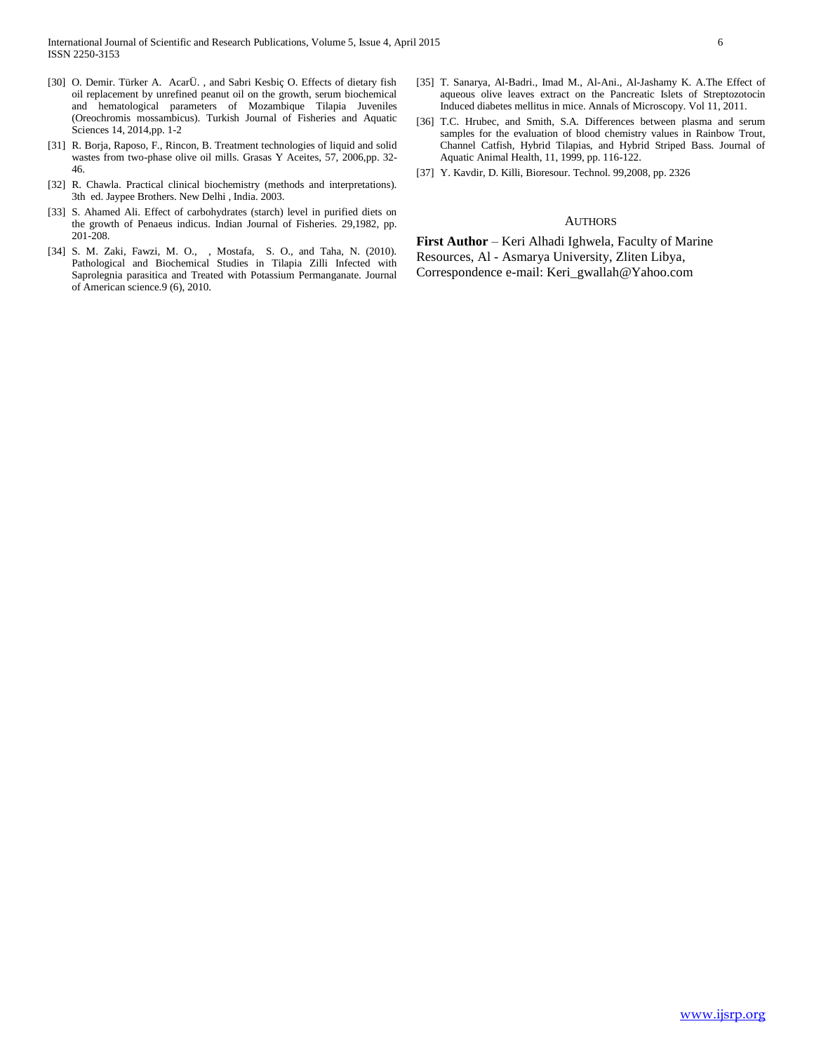[30] O. Demir. Türker A. AcarÜ. , and Sabri Kesbiç O. Effects of dietary fish oil replacement by unrefined peanut oil on the growth, serum biochemical and hematological parameters of Mozambique Tilapia Juveniles (Oreochromis mossambicus). Turkish Journal of Fisheries and Aquatic Sciences 14, 2014,pp. 1-2

[31] R. Borja, Raposo, F., Rincon, B. Treatment technologies of liquid and solid wastes from two-phase olive oil mills. Grasas Y Aceites, 57, 2006,pp. 32-46.

[32] R. Chawla. Practical clinical biochemistry (methods and interpretations). 3th ed. Jaypee Brothers. New Delhi , India. 2003.

[33] S. Ahamed Ali. Effect of carbohydrates (starch) level in purified diets on the growth of Penaeus indicus. Indian Journal of Fisheries. 29,1982, pp. 201-208.

[34] S. M. Zaki, Fawzi, M. O., , Mostafa, S. O., and Taha, N. (2010). Pathological and Biochemical Studies in Tilapia Zilli Infected with Saprolegnia parasitica and Treated with Potassium Permanganate. Journal of American science.9 (6), 2010.

[35] T. Sanarya, Al-Badri., Imad M., Al-Ani., Al-Jashamy K. A.The Effect of aqueous olive leaves extract on the Pancreatic Islets of Streptozotocin Induced diabetes mellitus in mice. Annals of Microscopy. Vol 11, 2011.

[36] T.C. Hrubec, and Smith, S.A. Differences between plasma and serum samples for the evaluation of blood chemistry values in Rainbow Trout, Channel Catfish, Hybrid Tilapias, and Hybrid Striped Bass. Journal of Aquatic Animal Health, 11, 1999, pp. 116-122.

[37] Y. Kavdir, D. Killi, Bioresour. Technol. 99,2008, pp. 2326

## Authors

**First Author** – Keri Alhadi Ighwela, Faculty of Marine Resources, Al - Asmarya University, Zliten Libya, Correspondence e-mail: Keri_gwallah@Yahoo.com